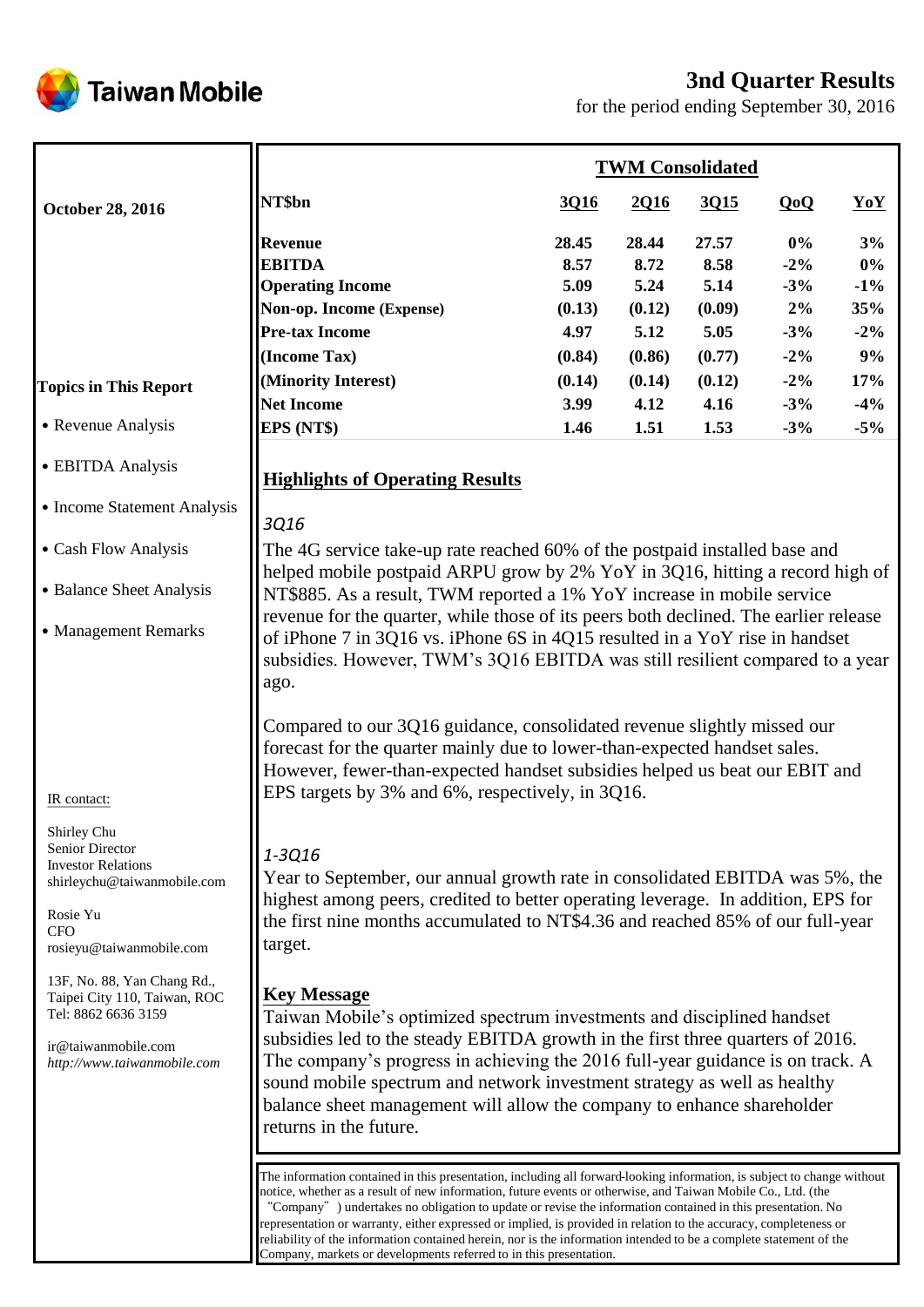Taiwan Mobile

# 3nd Quarter Results

for the period ending September 30, 2016

**October 28, 2016**

| NT$bn | TWM Consolidated | | | | |
|---|---|---|---|---|---|
| | 3Q16 | 2Q16 | 3Q15 | QoQ | YoY |
| **Revenue** | 28.45 | 28.44 | 27.57 | 0% | 3% |
| **EBITDA** | 8.57 | 8.72 | 8.58 | -2% | 0% |
| **Operating Income** | 5.09 | 5.24 | 5.14 | -3% | -1% |
| **Non-op. Income (Expense)** | (0.13) | (0.12) | (0.09) | 2% | 35% |
| **Pre-tax Income** | 4.97 | 5.12 | 5.05 | -3% | -2% |
| **(Income Tax)** | (0.84) | (0.86) | (0.77) | -2% | 9% |
| **(Minority Interest)** | (0.14) | (0.14) | (0.12) | -2% | 17% |
| **Net Income** | 3.99 | 4.12 | 4.16 | -3% | -4% |
| **EPS (NT$)** | 1.46 | 1.51 | 1.53 | -3% | -5% |

**Topics in This Report**

- Revenue Analysis
- EBITDA Analysis
- Income Statement Analysis
- Cash Flow Analysis
- Balance Sheet Analysis
- Management Remarks

## Highlights of Operating Results

*3Q16*

The 4G service take-up rate reached 60% of the postpaid installed base and helped mobile postpaid ARPU grow by 2% YoY in 3Q16, hitting a record high of NT$885. As a result, TWM reported a 1% YoY increase in mobile service revenue for the quarter, while those of its peers both declined. The earlier release of iPhone 7 in 3Q16 vs. iPhone 6S in 4Q15 resulted in a YoY rise in handset subsidies. However, TWM's 3Q16 EBITDA was still resilient compared to a year ago.

Compared to our 3Q16 guidance, consolidated revenue slightly missed our forecast for the quarter mainly due to lower-than-expected handset sales. However, fewer-than-expected handset subsidies helped us beat our EBIT and EPS targets by 3% and 6%, respectively, in 3Q16.

*1-3Q16*

Year to September, our annual growth rate in consolidated EBITDA was 5%, the highest among peers, credited to better operating leverage. In addition, EPS for the first nine months accumulated to NT$4.36 and reached 85% of our full-year target.

## Key Message

Taiwan Mobile's optimized spectrum investments and disciplined handset subsidies led to the steady EBITDA growth in the first three quarters of 2016. The company's progress in achieving the 2016 full-year guidance is on track. A sound mobile spectrum and network investment strategy as well as healthy balance sheet management will allow the company to enhance shareholder returns in the future.

IR contact:

Shirley Chu
Senior Director
Investor Relations
shirleychu@taiwanmobile.com

Rosie Yu
CFO
rosieyu@taiwanmobile.com

13F, No. 88, Yan Chang Rd.,
Taipei City 110, Taiwan, ROC
Tel: 8862 6636 3159

ir@taiwanmobile.com
*http://www.taiwanmobile.com*

The information contained in this presentation, including all forward-looking information, is subject to change without notice, whether as a result of new information, future events or otherwise, and Taiwan Mobile Co., Ltd. (the "Company") undertakes no obligation to update or revise the information contained in this presentation. No representation or warranty, either expressed or implied, is provided in relation to the accuracy, completeness or reliability of the information contained herein, nor is the information intended to be a complete statement of the Company, markets or developments referred to in this presentation.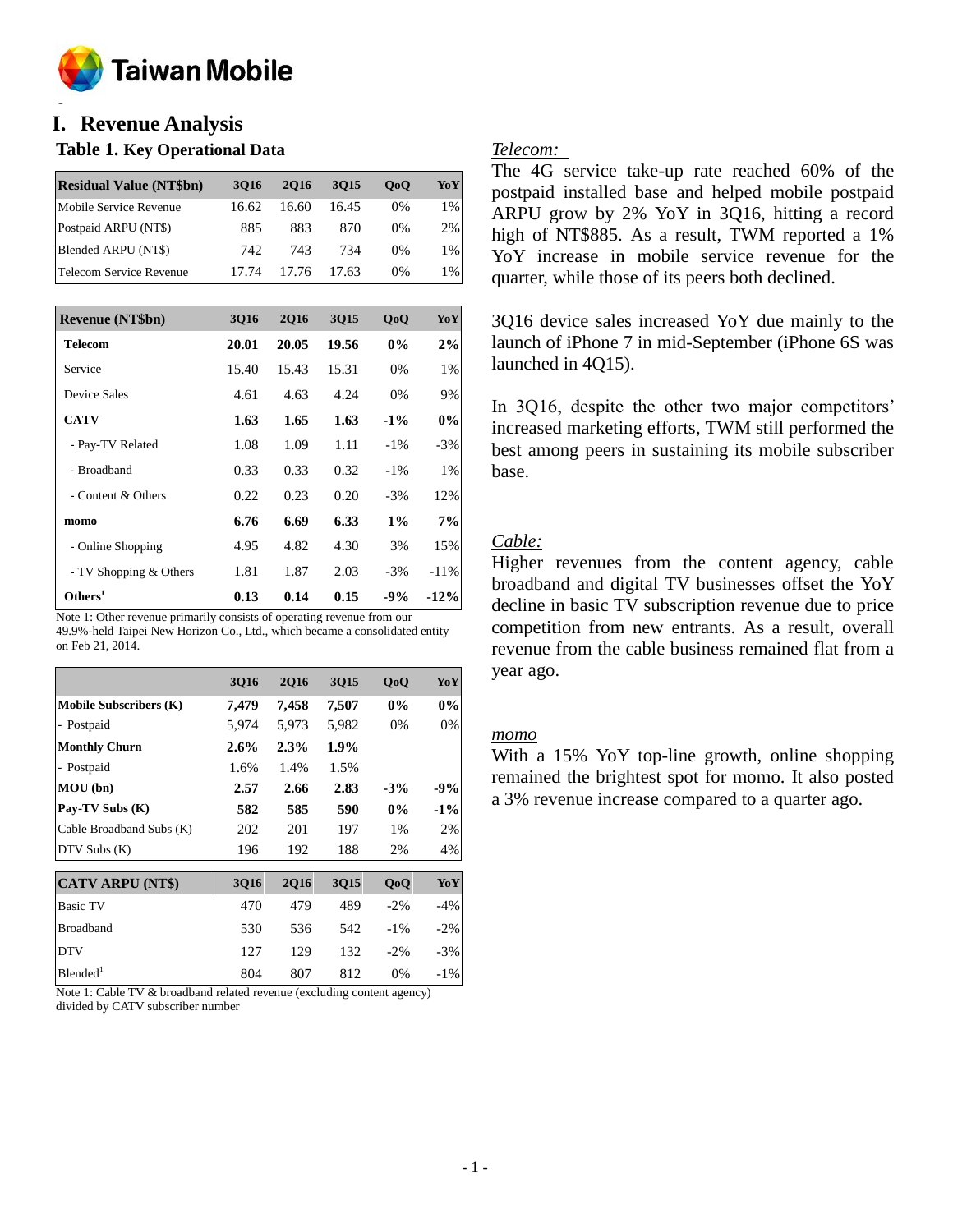## I. Revenue Analysis

### Table 1. Key Operational Data

| Residual Value (NT$bn) | 3Q16 | 2Q16 | 3Q15 | QoQ | YoY |
|---|---|---|---|---|---|
| Mobile Service Revenue | 16.62 | 16.60 | 16.45 | 0% | 1% |
| Postpaid ARPU (NT$) | 885 | 883 | 870 | 0% | 2% |
| Blended ARPU (NT$) | 742 | 743 | 734 | 0% | 1% |
| Telecom Service Revenue | 17.74 | 17.76 | 17.63 | 0% | 1% |

| Revenue (NT$bn) | 3Q16 | 2Q16 | 3Q15 | QoQ | YoY |
|---|---|---|---|---|---|
| **Telecom** | **20.01** | **20.05** | **19.56** | **0%** | **2%** |
| Service | 15.40 | 15.43 | 15.31 | 0% | 1% |
| Device Sales | 4.61 | 4.63 | 4.24 | 0% | 9% |
| **CATV** | **1.63** | **1.65** | **1.63** | **-1%** | **0%** |
| - Pay-TV Related | 1.08 | 1.09 | 1.11 | -1% | -3% |
| - Broadband | 0.33 | 0.33 | 0.32 | -1% | 1% |
| - Content & Others | 0.22 | 0.23 | 0.20 | -3% | 12% |
| **momo** | **6.76** | **6.69** | **6.33** | **1%** | **7%** |
| - Online Shopping | 4.95 | 4.82 | 4.30 | 3% | 15% |
| - TV Shopping & Others | 1.81 | 1.87 | 2.03 | -3% | -11% |
| **Others[1]** | **0.13** | **0.14** | **0.15** | **-9%** | **-12%** |

Note 1: Other revenue primarily consists of operating revenue from our 49.9%-held Taipei New Horizon Co., Ltd., which became a consolidated entity on Feb 21, 2014.

| | 3Q16 | 2Q16 | 3Q15 | QoQ | YoY |
|---|---|---|---|---|---|
| **Mobile Subscribers (K)** | **7,479** | **7,458** | **7,507** | **0%** | **0%** |
| - Postpaid | 5,974 | 5,973 | 5,982 | 0% | 0% |
| **Monthly Churn** | **2.6%** | **2.3%** | **1.9%** | | |
| - Postpaid | 1.6% | 1.4% | 1.5% | | |
| **MOU (bn)** | **2.57** | **2.66** | **2.83** | **-3%** | **-9%** |
| **Pay-TV Subs (K)** | **582** | **585** | **590** | **0%** | **-1%** |
| Cable Broadband Subs (K) | 202 | 201 | 197 | 1% | 2% |
| DTV Subs (K) | 196 | 192 | 188 | 2% | 4% |

| CATV ARPU (NT$) | 3Q16 | 2Q16 | 3Q15 | QoQ | YoY |
|---|---|---|---|---|---|
| Basic TV | 470 | 479 | 489 | -2% | -4% |
| Broadband | 530 | 536 | 542 | -1% | -2% |
| DTV | 127 | 129 | 132 | -2% | -3% |
| Blended[1] | 804 | 807 | 812 | 0% | -1% |

Note 1: Cable TV & broadband related revenue (excluding content agency) divided by CATV subscriber number

*Telecom:*

The 4G service take-up rate reached 60% of the postpaid installed base and helped mobile postpaid ARPU grow by 2% YoY in 3Q16, hitting a record high of NT$885. As a result, TWM reported a 1% YoY increase in mobile service revenue for the quarter, while those of its peers both declined.

3Q16 device sales increased YoY due mainly to the launch of iPhone 7 in mid-September (iPhone 6S was launched in 4Q15).

In 3Q16, despite the other two major competitors' increased marketing efforts, TWM still performed the best among peers in sustaining its mobile subscriber base.

*Cable:*

Higher revenues from the content agency, cable broadband and digital TV businesses offset the YoY decline in basic TV subscription revenue due to price competition from new entrants. As a result, overall revenue from the cable business remained flat from a year ago.

*momo*

With a 15% YoY top-line growth, online shopping remained the brightest spot for momo. It also posted a 3% revenue increase compared to a quarter ago.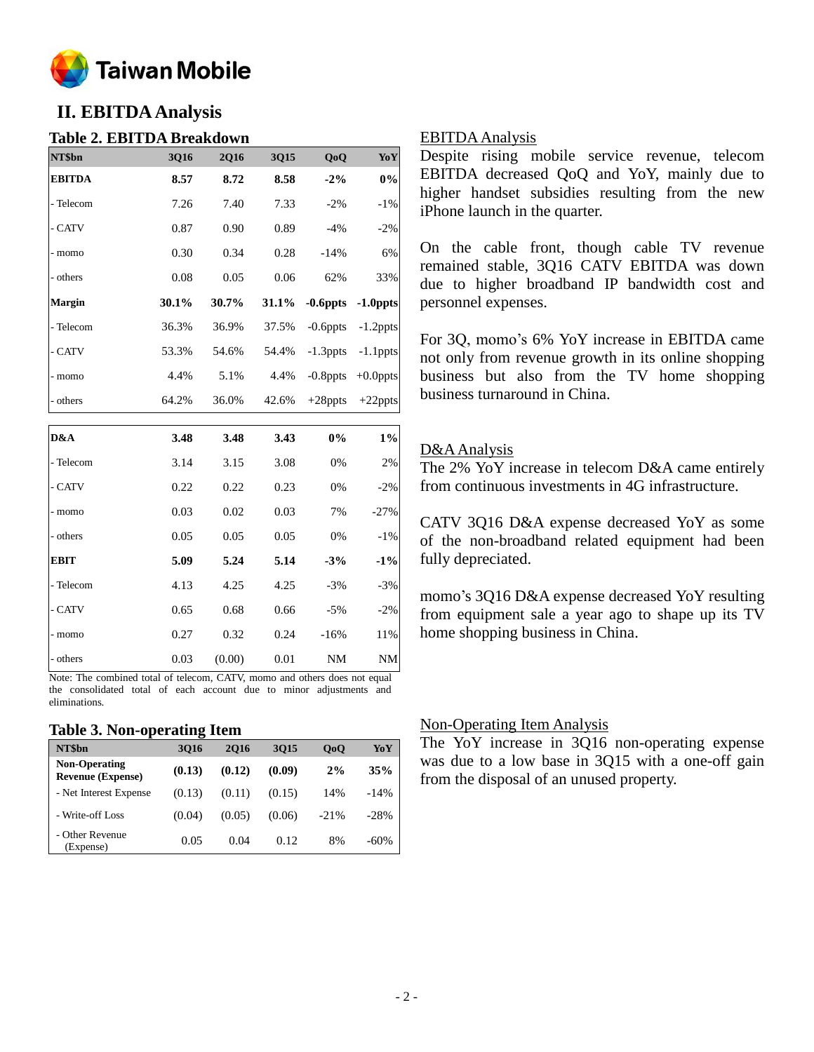## II. EBITDA Analysis

### Table 2. EBITDA Breakdown

| NT$bn | 3Q16 | 2Q16 | 3Q15 | QoQ | YoY |
|---|---|---|---|---|---|
| **EBITDA** | **8.57** | **8.72** | **8.58** | **-2%** | **0%** |
| - Telecom | 7.26 | 7.40 | 7.33 | -2% | -1% |
| - CATV | 0.87 | 0.90 | 0.89 | -4% | -2% |
| - momo | 0.30 | 0.34 | 0.28 | -14% | 6% |
| - others | 0.08 | 0.05 | 0.06 | 62% | 33% |
| **Margin** | **30.1%** | **30.7%** | **31.1%** | **-0.6ppts** | **-1.0ppts** |
| - Telecom | 36.3% | 36.9% | 37.5% | -0.6ppts | -1.2ppts |
| - CATV | 53.3% | 54.6% | 54.4% | -1.3ppts | -1.1ppts |
| - momo | 4.4% | 5.1% | 4.4% | -0.8ppts | +0.0ppts |
| - others | 64.2% | 36.0% | 42.6% | +28ppts | +22ppts |
| **D&A** | **3.48** | **3.48** | **3.43** | **0%** | **1%** |
| - Telecom | 3.14 | 3.15 | 3.08 | 0% | 2% |
| - CATV | 0.22 | 0.22 | 0.23 | 0% | -2% |
| - momo | 0.03 | 0.02 | 0.03 | 7% | -27% |
| - others | 0.05 | 0.05 | 0.05 | 0% | -1% |
| **EBIT** | **5.09** | **5.24** | **5.14** | **-3%** | **-1%** |
| - Telecom | 4.13 | 4.25 | 4.25 | -3% | -3% |
| - CATV | 0.65 | 0.68 | 0.66 | -5% | -2% |
| - momo | 0.27 | 0.32 | 0.24 | -16% | 11% |
| - others | 0.03 | (0.00) | 0.01 | NM | NM |

Note: The combined total of telecom, CATV, momo and others does not equal the consolidated total of each account due to minor adjustments and eliminations.

### Table 3. Non-operating Item

| NT$bn | 3Q16 | 2Q16 | 3Q15 | QoQ | YoY |
|---|---|---|---|---|---|
| **Non-Operating Revenue (Expense)** | **(0.13)** | **(0.12)** | **(0.09)** | **2%** | **35%** |
| - Net Interest Expense | (0.13) | (0.11) | (0.15) | 14% | -14% |
| - Write-off Loss | (0.04) | (0.05) | (0.06) | -21% | -28% |
| - Other Revenue (Expense) | 0.05 | 0.04 | 0.12 | 8% | -60% |

EBITDA Analysis

Despite rising mobile service revenue, telecom EBITDA decreased QoQ and YoY, mainly due to higher handset subsidies resulting from the new iPhone launch in the quarter.

On the cable front, though cable TV revenue remained stable, 3Q16 CATV EBITDA was down due to higher broadband IP bandwidth cost and personnel expenses.

For 3Q, momo's 6% YoY increase in EBITDA came not only from revenue growth in its online shopping business but also from the TV home shopping business turnaround in China.

D&A Analysis

The 2% YoY increase in telecom D&A came entirely from continuous investments in 4G infrastructure.

CATV 3Q16 D&A expense decreased YoY as some of the non-broadband related equipment had been fully depreciated.

momo's 3Q16 D&A expense decreased YoY resulting from equipment sale a year ago to shape up its TV home shopping business in China.

Non-Operating Item Analysis

The YoY increase in 3Q16 non-operating expense was due to a low base in 3Q15 with a one-off gain from the disposal of an unused property.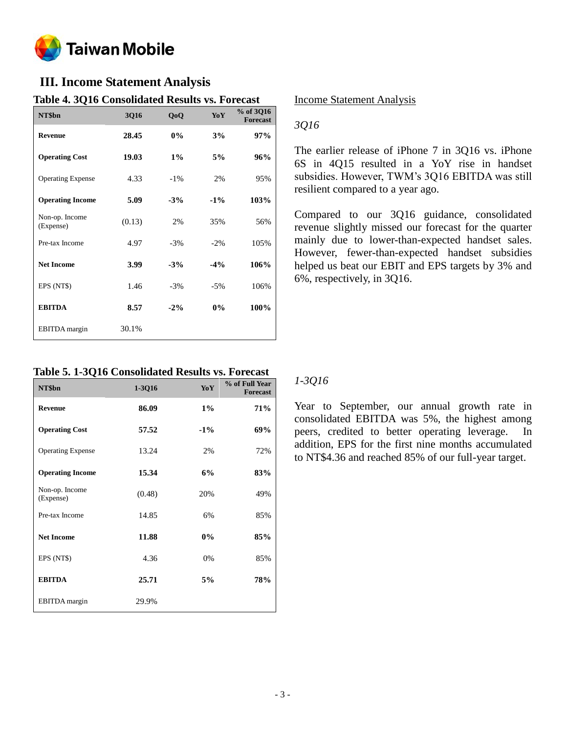## III. Income Statement Analysis

### Table 4. 3Q16 Consolidated Results vs. Forecast

| NT$bn | 3Q16 | QoQ | YoY | % of 3Q16 Forecast |
|---|---|---|---|---|
| **Revenue** | **28.45** | **0%** | **3%** | **97%** |
| **Operating Cost** | **19.03** | **1%** | **5%** | **96%** |
| Operating Expense | 4.33 | -1% | 2% | 95% |
| **Operating Income** | **5.09** | **-3%** | **-1%** | **103%** |
| Non-op. Income (Expense) | (0.13) | 2% | 35% | 56% |
| Pre-tax Income | 4.97 | -3% | -2% | 105% |
| **Net Income** | **3.99** | **-3%** | **-4%** | **106%** |
| EPS (NT$) | 1.46 | -3% | -5% | 106% |
| **EBITDA** | **8.57** | **-2%** | **0%** | **100%** |
| EBITDA margin | 30.1% | | | |

Income Statement Analysis

*3Q16*

The earlier release of iPhone 7 in 3Q16 vs. iPhone 6S in 4Q15 resulted in a YoY rise in handset subsidies. However, TWM's 3Q16 EBITDA was still resilient compared to a year ago.

Compared to our 3Q16 guidance, consolidated revenue slightly missed our forecast for the quarter mainly due to lower-than-expected handset sales. However, fewer-than-expected handset subsidies helped us beat our EBIT and EPS targets by 3% and 6%, respectively, in 3Q16.

### Table 5. 1-3Q16 Consolidated Results vs. Forecast

| NT$bn | 1-3Q16 | YoY | % of Full Year Forecast |
|---|---|---|---|
| **Revenue** | **86.09** | **1%** | **71%** |
| **Operating Cost** | **57.52** | **-1%** | **69%** |
| Operating Expense | 13.24 | 2% | 72% |
| **Operating Income** | **15.34** | **6%** | **83%** |
| Non-op. Income (Expense) | (0.48) | 20% | 49% |
| Pre-tax Income | 14.85 | 6% | 85% |
| **Net Income** | **11.88** | **0%** | **85%** |
| EPS (NT$) | 4.36 | 0% | 85% |
| **EBITDA** | **25.71** | **5%** | **78%** |
| EBITDA margin | 29.9% | | |

*1-3Q16*

Year to September, our annual growth rate in consolidated EBITDA was 5%, the highest among peers, credited to better operating leverage. In addition, EPS for the first nine months accumulated to NT$4.36 and reached 85% of our full-year target.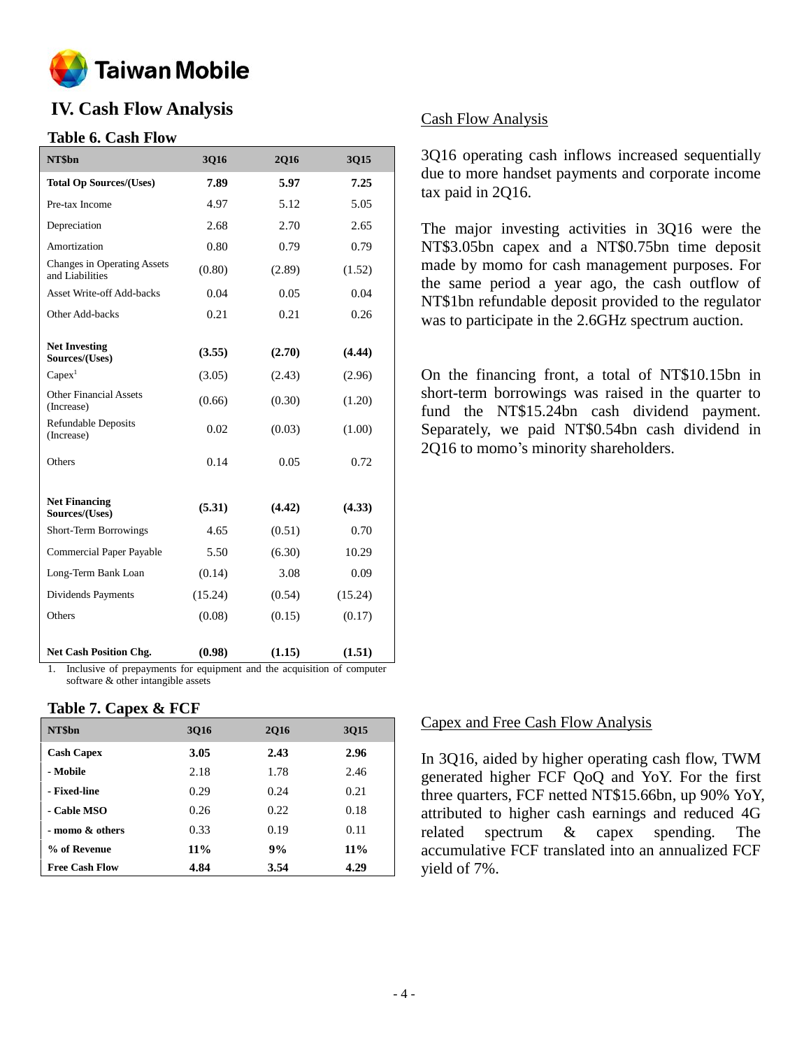# IV. Cash Flow Analysis

### Table 6. Cash Flow

| NT$bn | 3Q16 | 2Q16 | 3Q15 |
|---|---|---|---|
| **Total Op Sources/(Uses)** | **7.89** | **5.97** | **7.25** |
| Pre-tax Income | 4.97 | 5.12 | 5.05 |
| Depreciation | 2.68 | 2.70 | 2.65 |
| Amortization | 0.80 | 0.79 | 0.79 |
| Changes in Operating Assets and Liabilities | (0.80) | (2.89) | (1.52) |
| Asset Write-off Add-backs | 0.04 | 0.05 | 0.04 |
| Other Add-backs | 0.21 | 0.21 | 0.26 |
| **Net Investing Sources/(Uses)** | **(3.55)** | **(2.70)** | **(4.44)** |
| Capex[1] | (3.05) | (2.43) | (2.96) |
| Other Financial Assets (Increase) | (0.66) | (0.30) | (1.20) |
| Refundable Deposits (Increase) | 0.02 | (0.03) | (1.00) |
| Others | 0.14 | 0.05 | 0.72 |
| **Net Financing Sources/(Uses)** | **(5.31)** | **(4.42)** | **(4.33)** |
| Short-Term Borrowings | 4.65 | (0.51) | 0.70 |
| Commercial Paper Payable | 5.50 | (6.30) | 10.29 |
| Long-Term Bank Loan | (0.14) | 3.08 | 0.09 |
| Dividends Payments | (15.24) | (0.54) | (15.24) |
| Others | (0.08) | (0.15) | (0.17) |
| **Net Cash Position Chg.** | **(0.98)** | **(1.15)** | **(1.51)** |

1. Inclusive of prepayments for equipment and the acquisition of computer software & other intangible assets

### Table 7. Capex & FCF

| NT$bn | 3Q16 | 2Q16 | 3Q15 |
|---|---|---|---|
| **Cash Capex** | **3.05** | **2.43** | **2.96** |
| **- Mobile** | 2.18 | 1.78 | 2.46 |
| **- Fixed-line** | 0.29 | 0.24 | 0.21 |
| **- Cable MSO** | 0.26 | 0.22 | 0.18 |
| **- momo & others** | 0.33 | 0.19 | 0.11 |
| **% of Revenue** | **11%** | **9%** | **11%** |
| **Free Cash Flow** | **4.84** | **3.54** | **4.29** |

<u>Cash Flow Analysis</u>

3Q16 operating cash inflows increased sequentially due to more handset payments and corporate income tax paid in 2Q16.

The major investing activities in 3Q16 were the NT$3.05bn capex and a NT$0.75bn time deposit made by momo for cash management purposes. For the same period a year ago, the cash outflow of NT$1bn refundable deposit provided to the regulator was to participate in the 2.6GHz spectrum auction.

On the financing front, a total of NT$10.15bn in short-term borrowings was raised in the quarter to fund the NT$15.24bn cash dividend payment. Separately, we paid NT$0.54bn cash dividend in 2Q16 to momo's minority shareholders.

<u>Capex and Free Cash Flow Analysis</u>

In 3Q16, aided by higher operating cash flow, TWM generated higher FCF QoQ and YoY. For the first three quarters, FCF netted NT$15.66bn, up 90% YoY, attributed to higher cash earnings and reduced 4G related spectrum & capex spending. The accumulative FCF translated into an annualized FCF yield of 7%.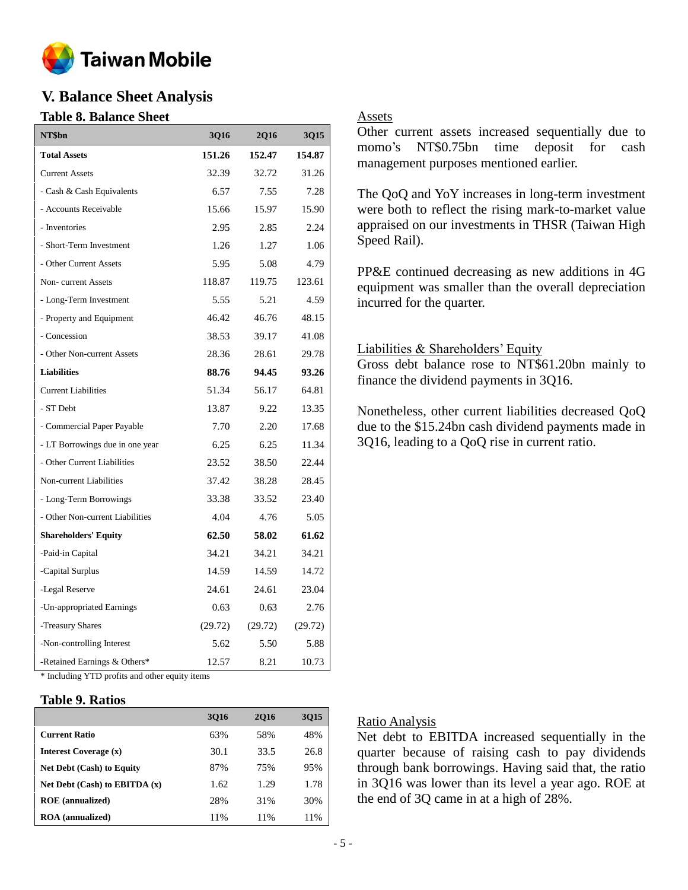## V. Balance Sheet Analysis

### Table 8. Balance Sheet

| NT$bn | 3Q16 | 2Q16 | 3Q15 |
|---|---|---|---|
| **Total Assets** | **151.26** | **152.47** | **154.87** |
| Current Assets | 32.39 | 32.72 | 31.26 |
| - Cash & Cash Equivalents | 6.57 | 7.55 | 7.28 |
| - Accounts Receivable | 15.66 | 15.97 | 15.90 |
| - Inventories | 2.95 | 2.85 | 2.24 |
| - Short-Term Investment | 1.26 | 1.27 | 1.06 |
| - Other Current Assets | 5.95 | 5.08 | 4.79 |
| Non- current Assets | 118.87 | 119.75 | 123.61 |
| - Long-Term Investment | 5.55 | 5.21 | 4.59 |
| - Property and Equipment | 46.42 | 46.76 | 48.15 |
| - Concession | 38.53 | 39.17 | 41.08 |
| - Other Non-current Assets | 28.36 | 28.61 | 29.78 |
| **Liabilities** | **88.76** | **94.45** | **93.26** |
| Current Liabilities | 51.34 | 56.17 | 64.81 |
| - ST Debt | 13.87 | 9.22 | 13.35 |
| - Commercial Paper Payable | 7.70 | 2.20 | 17.68 |
| - LT Borrowings due in one year | 6.25 | 6.25 | 11.34 |
| - Other Current Liabilities | 23.52 | 38.50 | 22.44 |
| Non-current Liabilities | 37.42 | 38.28 | 28.45 |
| - Long-Term Borrowings | 33.38 | 33.52 | 23.40 |
| - Other Non-current Liabilities | 4.04 | 4.76 | 5.05 |
| **Shareholders' Equity** | **62.50** | **58.02** | **61.62** |
| -Paid-in Capital | 34.21 | 34.21 | 34.21 |
| -Capital Surplus | 14.59 | 14.59 | 14.72 |
| -Legal Reserve | 24.61 | 24.61 | 23.04 |
| -Un-appropriated Earnings | 0.63 | 0.63 | 2.76 |
| -Treasury Shares | (29.72) | (29.72) | (29.72) |
| -Non-controlling Interest | 5.62 | 5.50 | 5.88 |
| -Retained Earnings & Others* | 12.57 | 8.21 | 10.73 |

* Including YTD profits and other equity items

#### Assets

Other current assets increased sequentially due to momo's NT$0.75bn time deposit for cash management purposes mentioned earlier.

The QoQ and YoY increases in long-term investment were both to reflect the rising mark-to-market value appraised on our investments in THSR (Taiwan High Speed Rail).

PP&E continued decreasing as new additions in 4G equipment was smaller than the overall depreciation incurred for the quarter.

#### Liabilities & Shareholders' Equity

Gross debt balance rose to NT$61.20bn mainly to finance the dividend payments in 3Q16.

Nonetheless, other current liabilities decreased QoQ due to the $15.24bn cash dividend payments made in 3Q16, leading to a QoQ rise in current ratio.

### Table 9. Ratios

| | 3Q16 | 2Q16 | 3Q15 |
|---|---|---|---|
| **Current Ratio** | 63% | 58% | 48% |
| **Interest Coverage (x)** | 30.1 | 33.5 | 26.8 |
| **Net Debt (Cash) to Equity** | 87% | 75% | 95% |
| **Net Debt (Cash) to EBITDA (x)** | 1.62 | 1.29 | 1.78 |
| **ROE (annualized)** | 28% | 31% | 30% |
| **ROA (annualized)** | 11% | 11% | 11% |

#### Ratio Analysis

Net debt to EBITDA increased sequentially in the quarter because of raising cash to pay dividends through bank borrowings. Having said that, the ratio in 3Q16 was lower than its level a year ago. ROE at the end of 3Q came in at a high of 28%.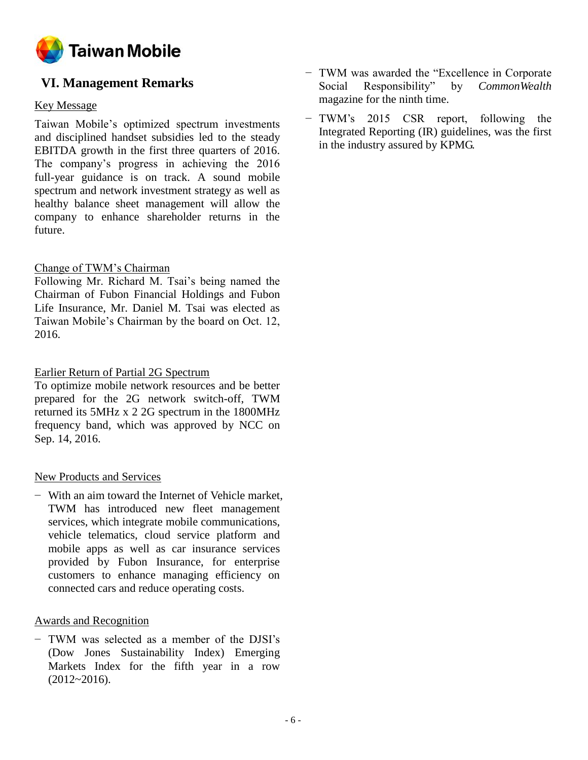## VI. Management Remarks

Key Message

Taiwan Mobile's optimized spectrum investments and disciplined handset subsidies led to the steady EBITDA growth in the first three quarters of 2016. The company's progress in achieving the 2016 full-year guidance is on track. A sound mobile spectrum and network investment strategy as well as healthy balance sheet management will allow the company to enhance shareholder returns in the future.

Change of TWM's Chairman

Following Mr. Richard M. Tsai's being named the Chairman of Fubon Financial Holdings and Fubon Life Insurance, Mr. Daniel M. Tsai was elected as Taiwan Mobile's Chairman by the board on Oct. 12, 2016.

Earlier Return of Partial 2G Spectrum

To optimize mobile network resources and be better prepared for the 2G network switch-off, TWM returned its 5MHz x 2 2G spectrum in the 1800MHz frequency band, which was approved by NCC on Sep. 14, 2016.

New Products and Services

- With an aim toward the Internet of Vehicle market, TWM has introduced new fleet management services, which integrate mobile communications, vehicle telematics, cloud service platform and mobile apps as well as car insurance services provided by Fubon Insurance, for enterprise customers to enhance managing efficiency on connected cars and reduce operating costs.

Awards and Recognition

- TWM was selected as a member of the DJSI's (Dow Jones Sustainability Index) Emerging Markets Index for the fifth year in a row (2012~2016).
- TWM was awarded the "Excellence in Corporate Social Responsibility" by *CommonWealth* magazine for the ninth time.
- TWM's 2015 CSR report, following the Integrated Reporting (IR) guidelines, was the first in the industry assured by KPMG.